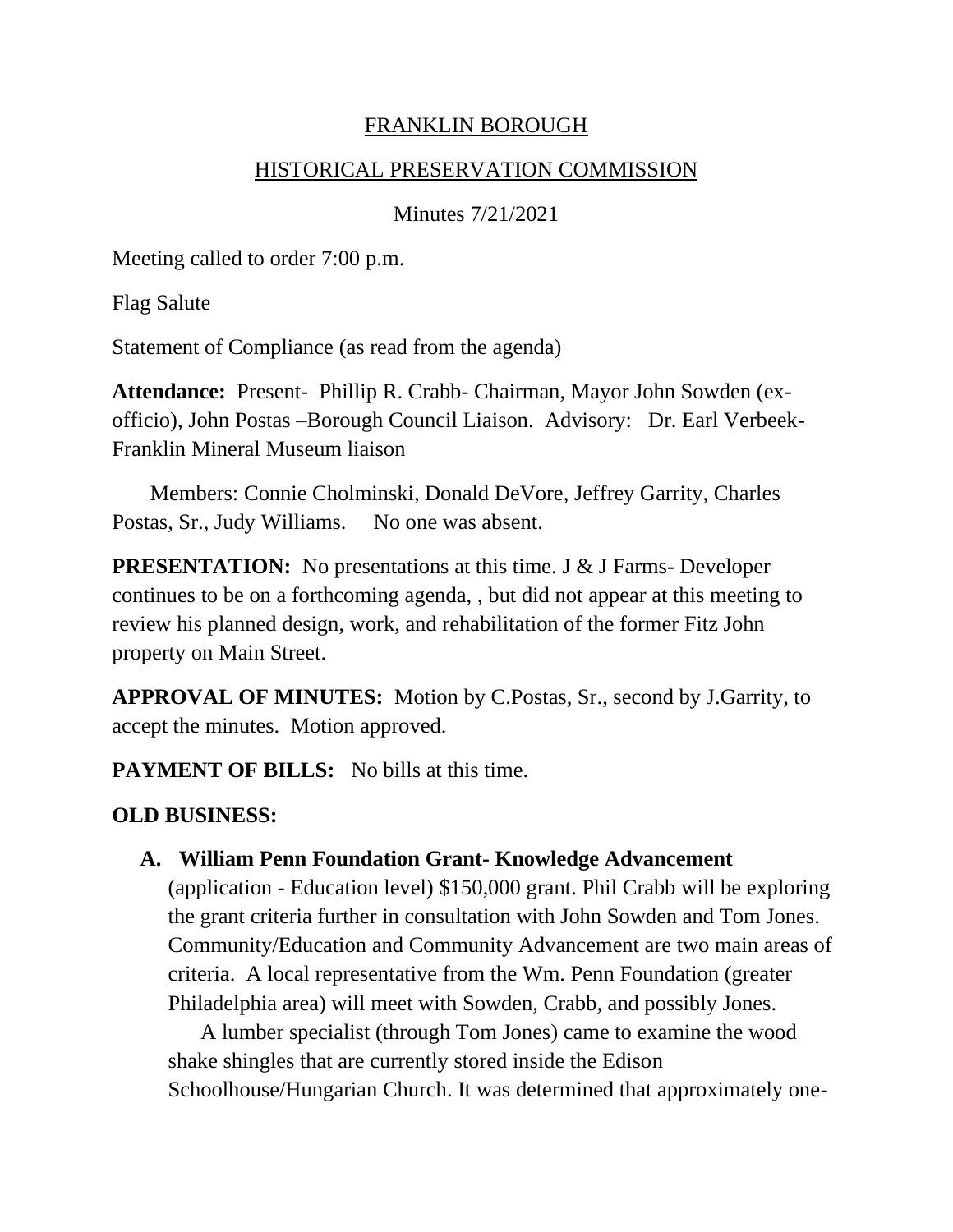FRANKLIN BOROUGH

HISTORICAL PRESERVATION COMMISSION

Minutes 7/21/2021

Meeting called to order 7:00 p.m.

Flag Salute

Statement of Compliance (as read from the agenda)

**Attendance:** Present- Phillip R. Crabb- Chairman, Mayor John Sowden (ex-officio), John Postas –Borough Council Liaison. Advisory: Dr. Earl Verbeek- Franklin Mineral Museum liaison

Members: Connie Cholminski, Donald DeVore, Jeffrey Garrity, Charles Postas, Sr., Judy Williams. No one was absent.

**PRESENTATION:** No presentations at this time. J & J Farms- Developer continues to be on a forthcoming agenda, , but did not appear at this meeting to review his planned design, work, and rehabilitation of the former Fitz John property on Main Street.

**APPROVAL OF MINUTES:** Motion by C.Postas, Sr., second by J.Garrity, to accept the minutes. Motion approved.

**PAYMENT OF BILLS:** No bills at this time.

**OLD BUSINESS:**

**A. William Penn Foundation Grant- Knowledge Advancement** (application - Education level) $150,000 grant. Phil Crabb will be exploring the grant criteria further in consultation with John Sowden and Tom Jones. Community/Education and Community Advancement are two main areas of criteria. A local representative from the Wm. Penn Foundation (greater Philadelphia area) will meet with Sowden, Crabb, and possibly Jones.

A lumber specialist (through Tom Jones) came to examine the wood shake shingles that are currently stored inside the Edison Schoolhouse/Hungarian Church. It was determined that approximately one-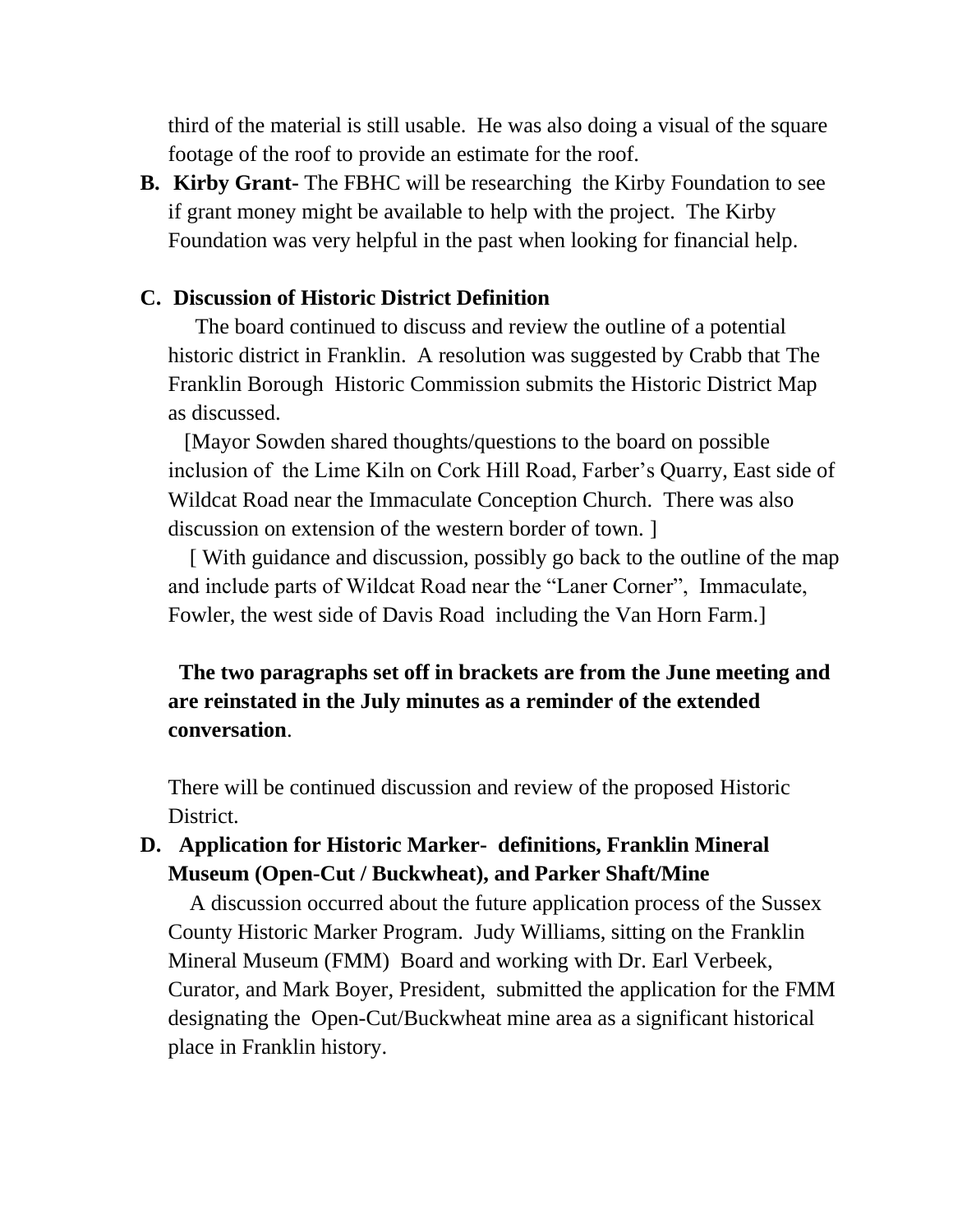third of the material is still usable.  He was also doing a visual of the square footage of the roof to provide an estimate for the roof.

**B. Kirby Grant-** The FBHC will be researching the Kirby Foundation to see if grant money might be available to help with the project.  The Kirby Foundation was very helpful in the past when looking for financial help.

**C. Discussion of Historic District Definition**

The board continued to discuss and review the outline of a potential historic district in Franklin.  A resolution was suggested by Crabb that The Franklin Borough Historic Commission submits the Historic District Map as discussed.

[Mayor Sowden shared thoughts/questions to the board on possible inclusion of the Lime Kiln on Cork Hill Road, Farber's Quarry, East side of Wildcat Road near the Immaculate Conception Church.  There was also discussion on extension of the western border of town. ]

[ With guidance and discussion, possibly go back to the outline of the map and include parts of Wildcat Road near the "Laner Corner", Immaculate, Fowler, the west side of Davis Road including the Van Horn Farm.]

**The two paragraphs set off in brackets are from the June meeting and are reinstated in the July minutes as a reminder of the extended conversation**.

There will be continued discussion and review of the proposed Historic District.

**D. Application for Historic Marker- definitions, Franklin Mineral Museum (Open-Cut / Buckwheat), and Parker Shaft/Mine**

A discussion occurred about the future application process of the Sussex County Historic Marker Program.  Judy Williams, sitting on the Franklin Mineral Museum (FMM) Board and working with Dr. Earl Verbeek, Curator, and Mark Boyer, President, submitted the application for the FMM designating the Open-Cut/Buckwheat mine area as a significant historical place in Franklin history.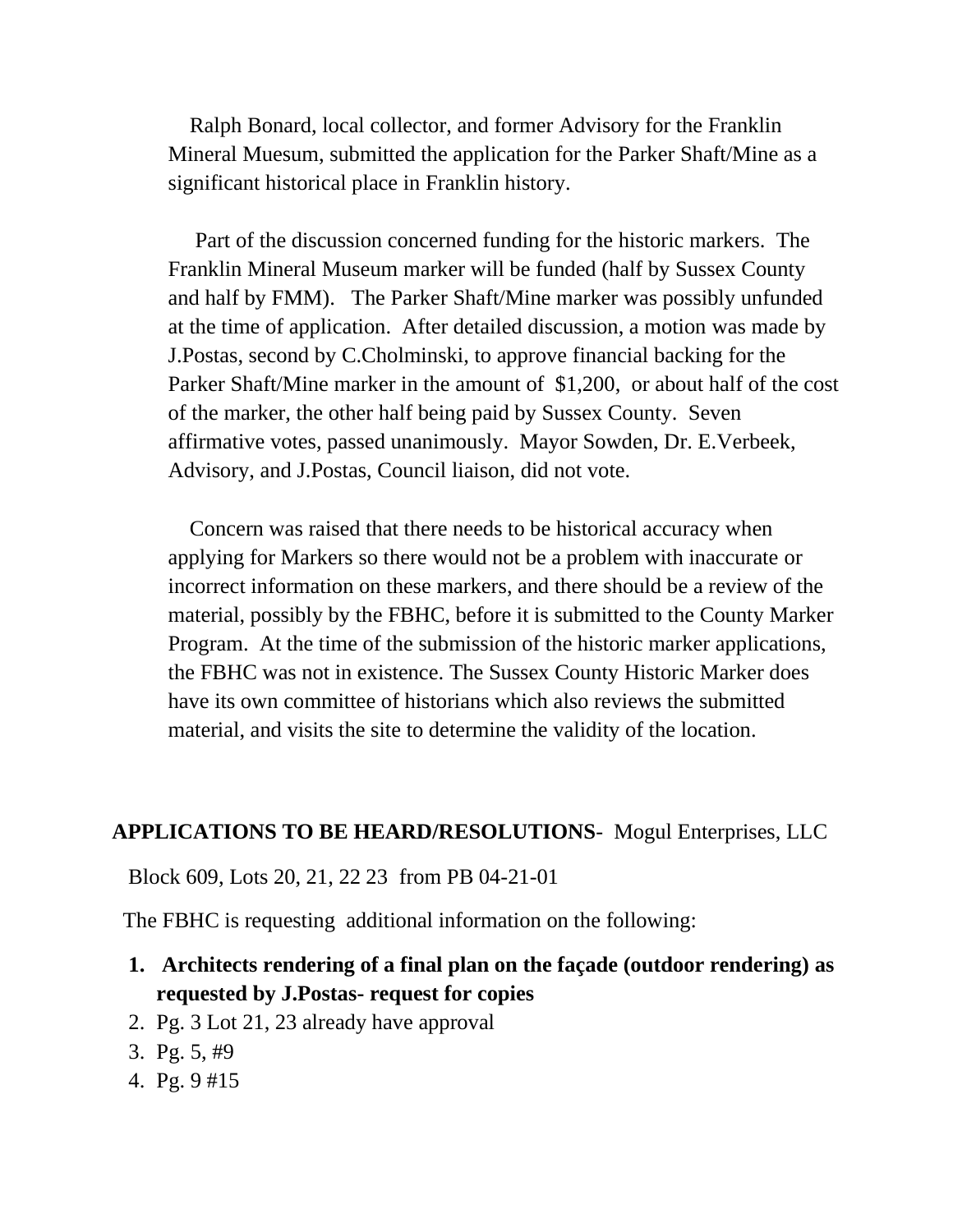Ralph Bonard, local collector, and former Advisory for the Franklin Mineral Muesum, submitted the application for the Parker Shaft/Mine as a significant historical place in Franklin history.

Part of the discussion concerned funding for the historic markers. The Franklin Mineral Museum marker will be funded (half by Sussex County and half by FMM). The Parker Shaft/Mine marker was possibly unfunded at the time of application. After detailed discussion, a motion was made by J.Postas, second by C.Cholminski, to approve financial backing for the Parker Shaft/Mine marker in the amount of $1,200, or about half of the cost of the marker, the other half being paid by Sussex County. Seven affirmative votes, passed unanimously. Mayor Sowden, Dr. E.Verbeek, Advisory, and J.Postas, Council liaison, did not vote.

Concern was raised that there needs to be historical accuracy when applying for Markers so there would not be a problem with inaccurate or incorrect information on these markers, and there should be a review of the material, possibly by the FBHC, before it is submitted to the County Marker Program. At the time of the submission of the historic marker applications, the FBHC was not in existence. The Sussex County Historic Marker does have its own committee of historians which also reviews the submitted material, and visits the site to determine the validity of the location.

**APPLICATIONS TO BE HEARD/RESOLUTIONS**- Mogul Enterprises, LLC

Block 609, Lots 20, 21, 22 23 from PB 04-21-01

The FBHC is requesting additional information on the following:

1. **Architects rendering of a final plan on the façade (outdoor rendering) as requested by J.Postas- request for copies**
2. Pg. 3 Lot 21, 23 already have approval
3. Pg. 5, #9
4. Pg. 9 #15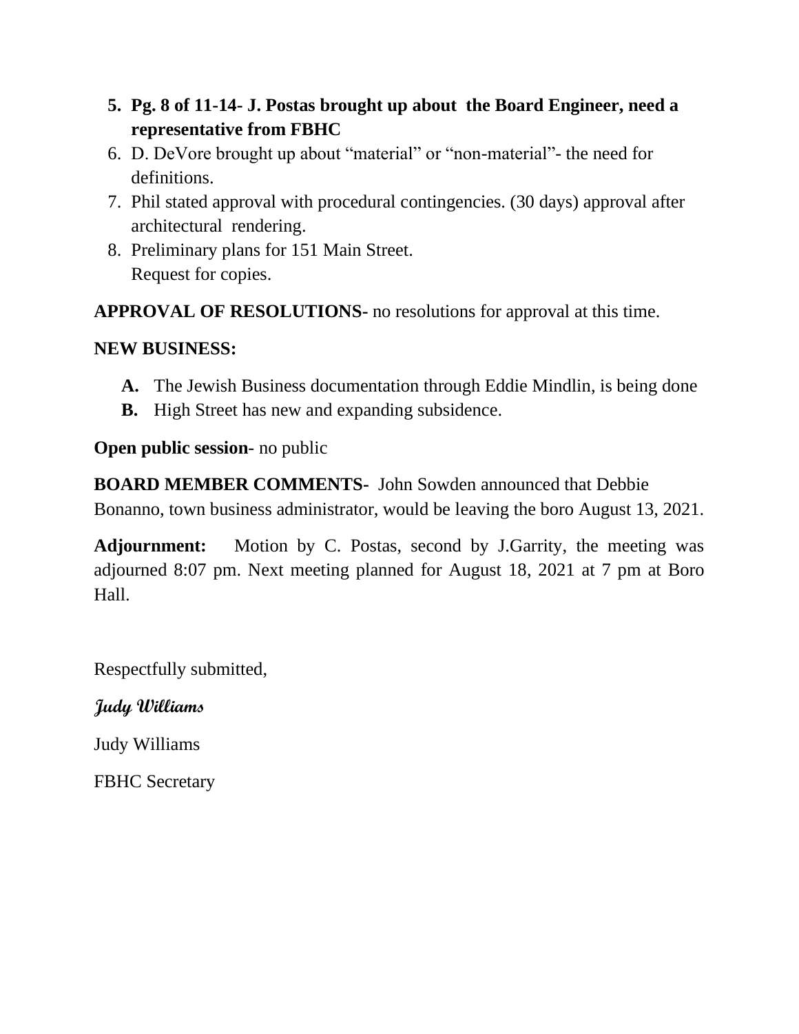5. **Pg. 8 of 11-14- J. Postas brought up about the Board Engineer, need a representative from FBHC**
6. D. DeVore brought up about "material" or "non-material"- the need for definitions.
7. Phil stated approval with procedural contingencies. (30 days) approval after architectural rendering.
8. Preliminary plans for 151 Main Street.
   Request for copies.

**APPROVAL OF RESOLUTIONS-** no resolutions for approval at this time.

**NEW BUSINESS:**

- **A.** The Jewish Business documentation through Eddie Mindlin, is being done
- **B.** High Street has new and expanding subsidence.

**Open public session**- no public

**BOARD MEMBER COMMENTS-** John Sowden announced that Debbie Bonanno, town business administrator, would be leaving the boro August 13, 2021.

**Adjournment:** Motion by C. Postas, second by J.Garrity, the meeting was adjourned 8:07 pm. Next meeting planned for August 18, 2021 at 7 pm at Boro Hall.

Respectfully submitted,

*Judy Williams*

Judy Williams

FBHC Secretary